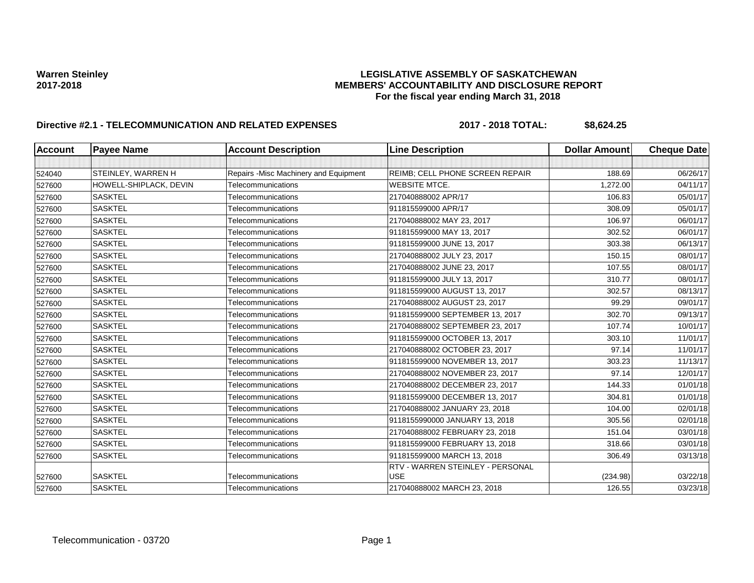**Warren Steinley**
**2017-2018**

# LEGISLATIVE ASSEMBLY OF SASKATCHEWAN
## MEMBERS' ACCOUNTABILITY AND DISCLOSURE REPORT
### For the fiscal year ending March 31, 2018

**Directive #2.1 - TELECOMMUNICATION AND RELATED EXPENSES** **2017 - 2018 TOTAL: $8,624.25**

| Account | Payee Name | Account Description | Line Description | Dollar Amount | Cheque Date |
|---|---|---|---|---|---|
| | | | | | |
| 524040 | STEINLEY, WARREN H | Repairs -Misc Machinery and Equipment | REIMB; CELL PHONE SCREEN REPAIR | 188.69 | 06/26/17 |
| 527600 | HOWELL-SHIPLACK, DEVIN | Telecommunications | WEBSITE MTCE. | 1,272.00 | 04/11/17 |
| 527600 | SASKTEL | Telecommunications | 217040888002 APR/17 | 106.83 | 05/01/17 |
| 527600 | SASKTEL | Telecommunications | 911815599000 APR/17 | 308.09 | 05/01/17 |
| 527600 | SASKTEL | Telecommunications | 217040888002 MAY 23, 2017 | 106.97 | 06/01/17 |
| 527600 | SASKTEL | Telecommunications | 911815599000 MAY 13, 2017 | 302.52 | 06/01/17 |
| 527600 | SASKTEL | Telecommunications | 911815599000 JUNE 13, 2017 | 303.38 | 06/13/17 |
| 527600 | SASKTEL | Telecommunications | 217040888002 JULY 23, 2017 | 150.15 | 08/01/17 |
| 527600 | SASKTEL | Telecommunications | 217040888002 JUNE 23, 2017 | 107.55 | 08/01/17 |
| 527600 | SASKTEL | Telecommunications | 911815599000 JULY 13, 2017 | 310.77 | 08/01/17 |
| 527600 | SASKTEL | Telecommunications | 911815599000 AUGUST 13, 2017 | 302.57 | 08/13/17 |
| 527600 | SASKTEL | Telecommunications | 217040888002 AUGUST 23, 2017 | 99.29 | 09/01/17 |
| 527600 | SASKTEL | Telecommunications | 911815599000 SEPTEMBER 13, 2017 | 302.70 | 09/13/17 |
| 527600 | SASKTEL | Telecommunications | 217040888002 SEPTEMBER 23, 2017 | 107.74 | 10/01/17 |
| 527600 | SASKTEL | Telecommunications | 911815599000 OCTOBER 13, 2017 | 303.10 | 11/01/17 |
| 527600 | SASKTEL | Telecommunications | 217040888002 OCTOBER 23, 2017 | 97.14 | 11/01/17 |
| 527600 | SASKTEL | Telecommunications | 911815599000 NOVEMBER 13, 2017 | 303.23 | 11/13/17 |
| 527600 | SASKTEL | Telecommunications | 217040888002 NOVEMBER 23, 2017 | 97.14 | 12/01/17 |
| 527600 | SASKTEL | Telecommunications | 217040888002 DECEMBER 23, 2017 | 144.33 | 01/01/18 |
| 527600 | SASKTEL | Telecommunications | 911815599000 DECEMBER 13, 2017 | 304.81 | 01/01/18 |
| 527600 | SASKTEL | Telecommunications | 217040888002 JANUARY 23, 2018 | 104.00 | 02/01/18 |
| 527600 | SASKTEL | Telecommunications | 9118155990000 JANUARY 13, 2018 | 305.56 | 02/01/18 |
| 527600 | SASKTEL | Telecommunications | 217040888002 FEBRUARY 23, 2018 | 151.04 | 03/01/18 |
| 527600 | SASKTEL | Telecommunications | 911815599000 FEBRUARY 13, 2018 | 318.66 | 03/01/18 |
| 527600 | SASKTEL | Telecommunications | 911815599000 MARCH 13, 2018 | 306.49 | 03/13/18 |
| 527600 | SASKTEL | Telecommunications | RTV - WARREN STEINLEY - PERSONAL USE | (234.98) | 03/22/18 |
| 527600 | SASKTEL | Telecommunications | 217040888002 MARCH 23, 2018 | 126.55 | 03/23/18 |

Telecommunication - 03720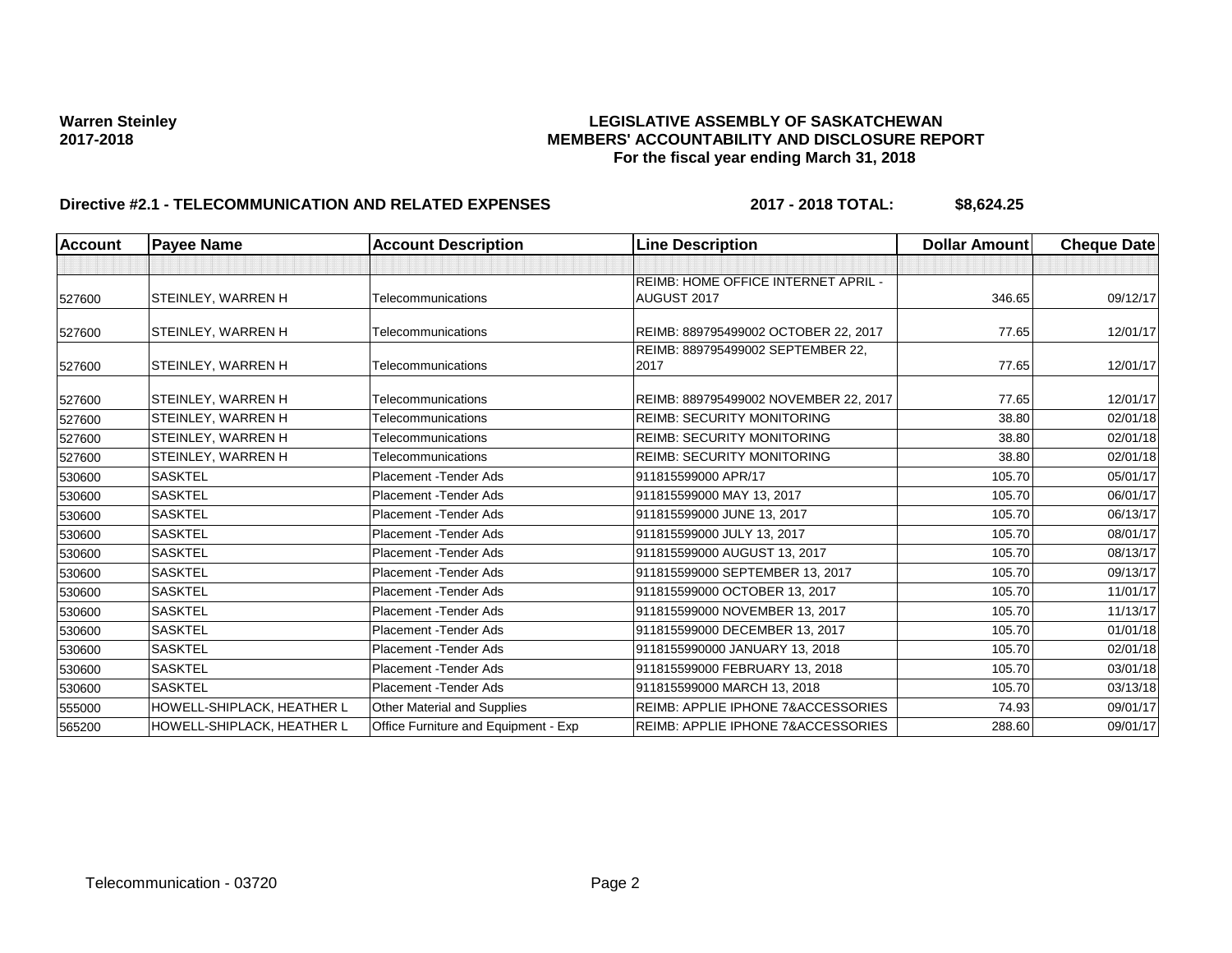**Warren Steinley**
**2017-2018**

## LEGISLATIVE ASSEMBLY OF SASKATCHEWAN
## MEMBERS' ACCOUNTABILITY AND DISCLOSURE REPORT
### For the fiscal year ending March 31, 2018

### Directive #2.1 - TELECOMMUNICATION AND RELATED EXPENSES — 2017 - 2018 TOTAL: $8,624.25

| Account | Payee Name | Account Description | Line Description | Dollar Amount | Cheque Date |
|---|---|---|---|---|---|
| | | | | | |
| 527600 | STEINLEY, WARREN H | Telecommunications | REIMB: HOME OFFICE INTERNET APRIL - AUGUST 2017 | 346.65 | 09/12/17 |
| 527600 | STEINLEY, WARREN H | Telecommunications | REIMB: 889795499002 OCTOBER 22, 2017 | 77.65 | 12/01/17 |
| 527600 | STEINLEY, WARREN H | Telecommunications | REIMB: 889795499002 SEPTEMBER 22, 2017 | 77.65 | 12/01/17 |
| 527600 | STEINLEY, WARREN H | Telecommunications | REIMB: 889795499002 NOVEMBER 22, 2017 | 77.65 | 12/01/17 |
| 527600 | STEINLEY, WARREN H | Telecommunications | REIMB: SECURITY MONITORING | 38.80 | 02/01/18 |
| 527600 | STEINLEY, WARREN H | Telecommunications | REIMB: SECURITY MONITORING | 38.80 | 02/01/18 |
| 527600 | STEINLEY, WARREN H | Telecommunications | REIMB: SECURITY MONITORING | 38.80 | 02/01/18 |
| 530600 | SASKTEL | Placement -Tender Ads | 911815599000 APR/17 | 105.70 | 05/01/17 |
| 530600 | SASKTEL | Placement -Tender Ads | 911815599000 MAY 13, 2017 | 105.70 | 06/01/17 |
| 530600 | SASKTEL | Placement -Tender Ads | 911815599000 JUNE 13, 2017 | 105.70 | 06/13/17 |
| 530600 | SASKTEL | Placement -Tender Ads | 911815599000 JULY 13, 2017 | 105.70 | 08/01/17 |
| 530600 | SASKTEL | Placement -Tender Ads | 911815599000 AUGUST 13, 2017 | 105.70 | 08/13/17 |
| 530600 | SASKTEL | Placement -Tender Ads | 911815599000 SEPTEMBER 13, 2017 | 105.70 | 09/13/17 |
| 530600 | SASKTEL | Placement -Tender Ads | 911815599000 OCTOBER 13, 2017 | 105.70 | 11/01/17 |
| 530600 | SASKTEL | Placement -Tender Ads | 911815599000 NOVEMBER 13, 2017 | 105.70 | 11/13/17 |
| 530600 | SASKTEL | Placement -Tender Ads | 911815599000 DECEMBER 13, 2017 | 105.70 | 01/01/18 |
| 530600 | SASKTEL | Placement -Tender Ads | 9118155990000 JANUARY 13, 2018 | 105.70 | 02/01/18 |
| 530600 | SASKTEL | Placement -Tender Ads | 911815599000 FEBRUARY 13, 2018 | 105.70 | 03/01/18 |
| 530600 | SASKTEL | Placement -Tender Ads | 911815599000 MARCH 13, 2018 | 105.70 | 03/13/18 |
| 555000 | HOWELL-SHIPLACK, HEATHER L | Other Material and Supplies | REIMB: APPLIE IPHONE 7&ACCESSORIES | 74.93 | 09/01/17 |
| 565200 | HOWELL-SHIPLACK, HEATHER L | Office Furniture and Equipment - Exp | REIMB: APPLIE IPHONE 7&ACCESSORIES | 288.60 | 09/01/17 |

Telecommunication - 03720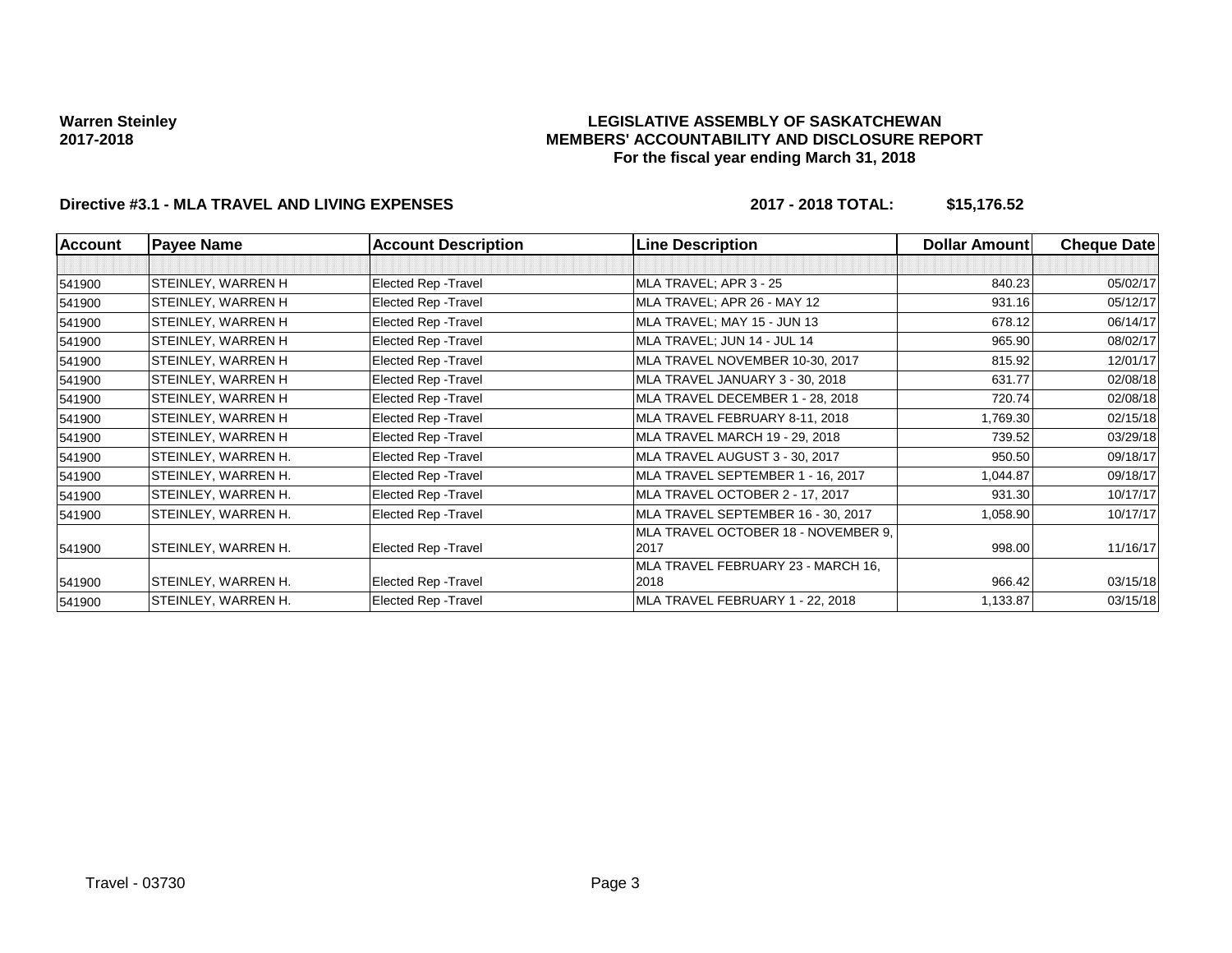**Warren Steinley**
**2017-2018**

# LEGISLATIVE ASSEMBLY OF SASKATCHEWAN
## MEMBERS' ACCOUNTABILITY AND DISCLOSURE REPORT
### For the fiscal year ending March 31, 2018

**Directive #3.1 - MLA TRAVEL AND LIVING EXPENSES** **2017 - 2018 TOTAL: $15,176.52**

| Account | Payee Name | Account Description | Line Description | Dollar Amount | Cheque Date |
|---|---|---|---|---|---|
| | | | | | |
| 541900 | STEINLEY, WARREN H | Elected Rep -Travel | MLA TRAVEL; APR 3 - 25 | 840.23 | 05/02/17 |
| 541900 | STEINLEY, WARREN H | Elected Rep -Travel | MLA TRAVEL; APR 26 - MAY 12 | 931.16 | 05/12/17 |
| 541900 | STEINLEY, WARREN H | Elected Rep -Travel | MLA TRAVEL; MAY 15 - JUN 13 | 678.12 | 06/14/17 |
| 541900 | STEINLEY, WARREN H | Elected Rep -Travel | MLA TRAVEL; JUN 14 - JUL 14 | 965.90 | 08/02/17 |
| 541900 | STEINLEY, WARREN H | Elected Rep -Travel | MLA TRAVEL NOVEMBER 10-30, 2017 | 815.92 | 12/01/17 |
| 541900 | STEINLEY, WARREN H | Elected Rep -Travel | MLA TRAVEL JANUARY 3 - 30, 2018 | 631.77 | 02/08/18 |
| 541900 | STEINLEY, WARREN H | Elected Rep -Travel | MLA TRAVEL DECEMBER 1 - 28, 2018 | 720.74 | 02/08/18 |
| 541900 | STEINLEY, WARREN H | Elected Rep -Travel | MLA TRAVEL FEBRUARY 8-11, 2018 | 1,769.30 | 02/15/18 |
| 541900 | STEINLEY, WARREN H | Elected Rep -Travel | MLA TRAVEL MARCH 19 - 29, 2018 | 739.52 | 03/29/18 |
| 541900 | STEINLEY, WARREN H. | Elected Rep -Travel | MLA TRAVEL AUGUST 3 - 30, 2017 | 950.50 | 09/18/17 |
| 541900 | STEINLEY, WARREN H. | Elected Rep -Travel | MLA TRAVEL SEPTEMBER 1 - 16, 2017 | 1,044.87 | 09/18/17 |
| 541900 | STEINLEY, WARREN H. | Elected Rep -Travel | MLA TRAVEL OCTOBER 2 - 17, 2017 | 931.30 | 10/17/17 |
| 541900 | STEINLEY, WARREN H. | Elected Rep -Travel | MLA TRAVEL SEPTEMBER 16 - 30, 2017 | 1,058.90 | 10/17/17 |
| 541900 | STEINLEY, WARREN H. | Elected Rep -Travel | MLA TRAVEL OCTOBER 18 - NOVEMBER 9, 2017 | 998.00 | 11/16/17 |
| 541900 | STEINLEY, WARREN H. | Elected Rep -Travel | MLA TRAVEL FEBRUARY 23 - MARCH 16, 2018 | 966.42 | 03/15/18 |
| 541900 | STEINLEY, WARREN H. | Elected Rep -Travel | MLA TRAVEL FEBRUARY 1 - 22, 2018 | 1,133.87 | 03/15/18 |

Travel - 03730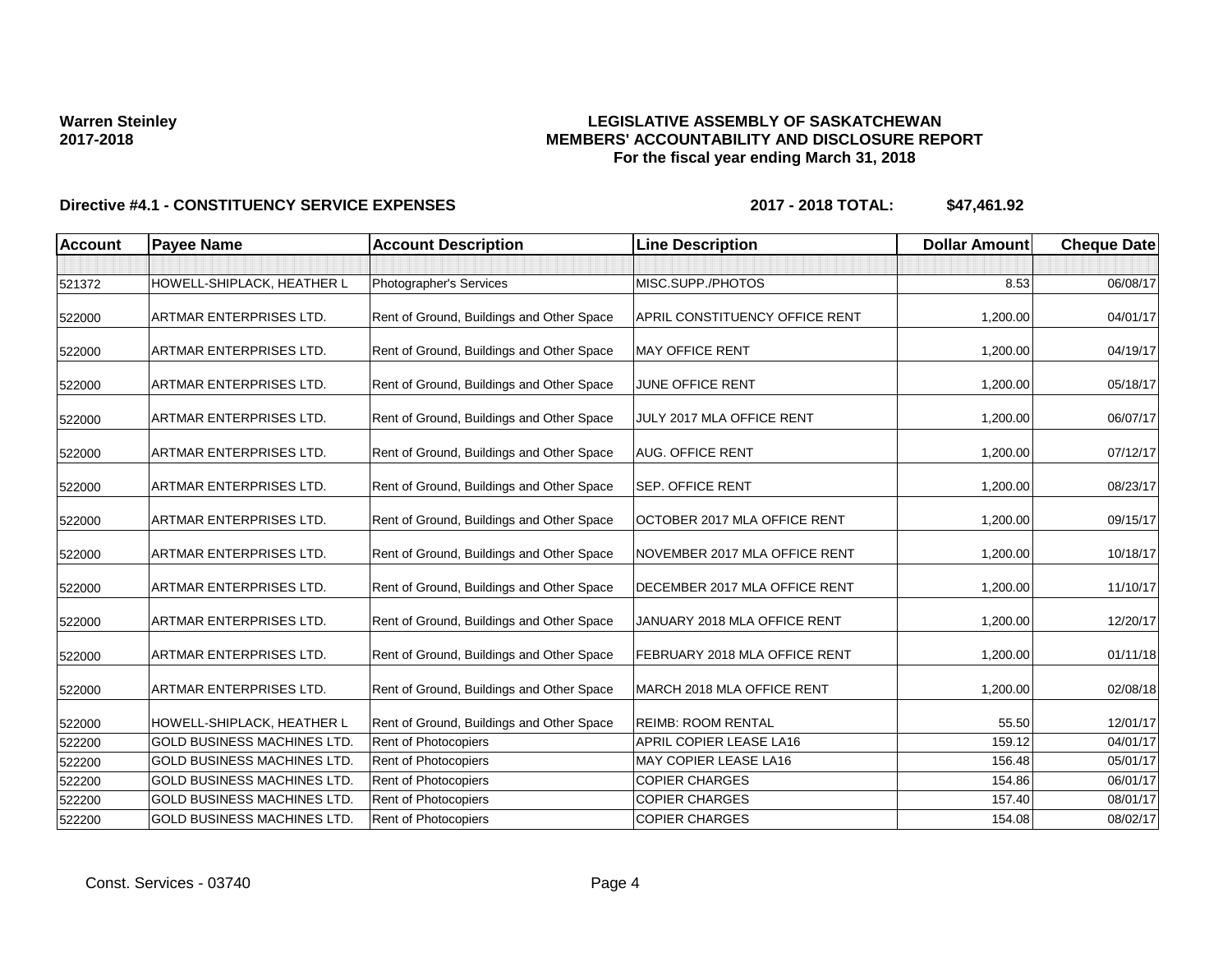**Warren Steinley**
**2017-2018**

# LEGISLATIVE ASSEMBLY OF SASKATCHEWAN
## MEMBERS' ACCOUNTABILITY AND DISCLOSURE REPORT
### For the fiscal year ending March 31, 2018

**Directive #4.1 - CONSTITUENCY SERVICE EXPENSES** **2017 - 2018 TOTAL: $47,461.92**

| Account | Payee Name | Account Description | Line Description | Dollar Amount | Cheque Date |
|---|---|---|---|---|---|
| | | | | | |
| 521372 | HOWELL-SHIPLACK, HEATHER L | Photographer's Services | MISC.SUPP./PHOTOS | 8.53 | 06/08/17 |
| 522000 | ARTMAR ENTERPRISES LTD. | Rent of Ground, Buildings and Other Space | APRIL CONSTITUENCY OFFICE RENT | 1,200.00 | 04/01/17 |
| 522000 | ARTMAR ENTERPRISES LTD. | Rent of Ground, Buildings and Other Space | MAY OFFICE RENT | 1,200.00 | 04/19/17 |
| 522000 | ARTMAR ENTERPRISES LTD. | Rent of Ground, Buildings and Other Space | JUNE OFFICE RENT | 1,200.00 | 05/18/17 |
| 522000 | ARTMAR ENTERPRISES LTD. | Rent of Ground, Buildings and Other Space | JULY 2017 MLA OFFICE RENT | 1,200.00 | 06/07/17 |
| 522000 | ARTMAR ENTERPRISES LTD. | Rent of Ground, Buildings and Other Space | AUG. OFFICE RENT | 1,200.00 | 07/12/17 |
| 522000 | ARTMAR ENTERPRISES LTD. | Rent of Ground, Buildings and Other Space | SEP. OFFICE RENT | 1,200.00 | 08/23/17 |
| 522000 | ARTMAR ENTERPRISES LTD. | Rent of Ground, Buildings and Other Space | OCTOBER 2017 MLA OFFICE RENT | 1,200.00 | 09/15/17 |
| 522000 | ARTMAR ENTERPRISES LTD. | Rent of Ground, Buildings and Other Space | NOVEMBER 2017 MLA OFFICE RENT | 1,200.00 | 10/18/17 |
| 522000 | ARTMAR ENTERPRISES LTD. | Rent of Ground, Buildings and Other Space | DECEMBER 2017 MLA OFFICE RENT | 1,200.00 | 11/10/17 |
| 522000 | ARTMAR ENTERPRISES LTD. | Rent of Ground, Buildings and Other Space | JANUARY 2018 MLA OFFICE RENT | 1,200.00 | 12/20/17 |
| 522000 | ARTMAR ENTERPRISES LTD. | Rent of Ground, Buildings and Other Space | FEBRUARY 2018 MLA OFFICE RENT | 1,200.00 | 01/11/18 |
| 522000 | ARTMAR ENTERPRISES LTD. | Rent of Ground, Buildings and Other Space | MARCH 2018 MLA OFFICE RENT | 1,200.00 | 02/08/18 |
| 522000 | HOWELL-SHIPLACK, HEATHER L | Rent of Ground, Buildings and Other Space | REIMB: ROOM RENTAL | 55.50 | 12/01/17 |
| 522200 | GOLD BUSINESS MACHINES LTD. | Rent of Photocopiers | APRIL COPIER LEASE LA16 | 159.12 | 04/01/17 |
| 522200 | GOLD BUSINESS MACHINES LTD. | Rent of Photocopiers | MAY COPIER LEASE LA16 | 156.48 | 05/01/17 |
| 522200 | GOLD BUSINESS MACHINES LTD. | Rent of Photocopiers | COPIER CHARGES | 154.86 | 06/01/17 |
| 522200 | GOLD BUSINESS MACHINES LTD. | Rent of Photocopiers | COPIER CHARGES | 157.40 | 08/01/17 |
| 522200 | GOLD BUSINESS MACHINES LTD. | Rent of Photocopiers | COPIER CHARGES | 154.08 | 08/02/17 |

Const. Services - 03740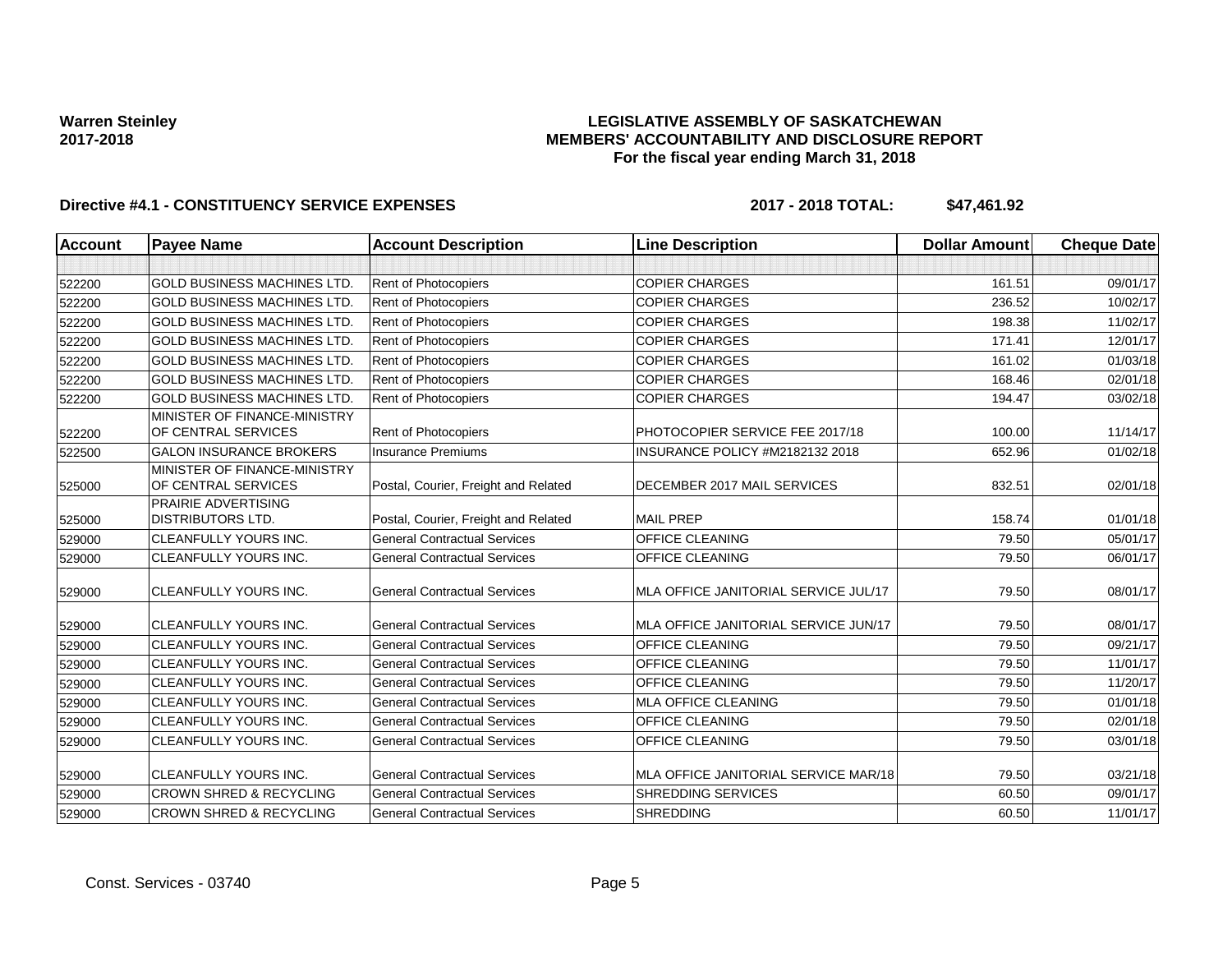**Warren Steinley**
**2017-2018**

# LEGISLATIVE ASSEMBLY OF SASKATCHEWAN
## MEMBERS' ACCOUNTABILITY AND DISCLOSURE REPORT
### For the fiscal year ending March 31, 2018

**Directive #4.1 - CONSTITUENCY SERVICE EXPENSES** **2017 - 2018 TOTAL: $47,461.92**

| Account | Payee Name | Account Description | Line Description | Dollar Amount | Cheque Date |
|---|---|---|---|---|---|
| | | | | | |
| 522200 | GOLD BUSINESS MACHINES LTD. | Rent of Photocopiers | COPIER CHARGES | 161.51 | 09/01/17 |
| 522200 | GOLD BUSINESS MACHINES LTD. | Rent of Photocopiers | COPIER CHARGES | 236.52 | 10/02/17 |
| 522200 | GOLD BUSINESS MACHINES LTD. | Rent of Photocopiers | COPIER CHARGES | 198.38 | 11/02/17 |
| 522200 | GOLD BUSINESS MACHINES LTD. | Rent of Photocopiers | COPIER CHARGES | 171.41 | 12/01/17 |
| 522200 | GOLD BUSINESS MACHINES LTD. | Rent of Photocopiers | COPIER CHARGES | 161.02 | 01/03/18 |
| 522200 | GOLD BUSINESS MACHINES LTD. | Rent of Photocopiers | COPIER CHARGES | 168.46 | 02/01/18 |
| 522200 | GOLD BUSINESS MACHINES LTD. | Rent of Photocopiers | COPIER CHARGES | 194.47 | 03/02/18 |
| 522200 | MINISTER OF FINANCE-MINISTRY OF CENTRAL SERVICES | Rent of Photocopiers | PHOTOCOPIER SERVICE FEE 2017/18 | 100.00 | 11/14/17 |
| 522500 | GALON INSURANCE BROKERS | Insurance Premiums | INSURANCE POLICY #M2182132 2018 | 652.96 | 01/02/18 |
| 525000 | MINISTER OF FINANCE-MINISTRY OF CENTRAL SERVICES | Postal, Courier, Freight and Related | DECEMBER 2017 MAIL SERVICES | 832.51 | 02/01/18 |
| 525000 | PRAIRIE ADVERTISING DISTRIBUTORS LTD. | Postal, Courier, Freight and Related | MAIL PREP | 158.74 | 01/01/18 |
| 529000 | CLEANFULLY YOURS INC. | General Contractual Services | OFFICE CLEANING | 79.50 | 05/01/17 |
| 529000 | CLEANFULLY YOURS INC. | General Contractual Services | OFFICE CLEANING | 79.50 | 06/01/17 |
| 529000 | CLEANFULLY YOURS INC. | General Contractual Services | MLA OFFICE JANITORIAL SERVICE JUL/17 | 79.50 | 08/01/17 |
| 529000 | CLEANFULLY YOURS INC. | General Contractual Services | MLA OFFICE JANITORIAL SERVICE JUN/17 | 79.50 | 08/01/17 |
| 529000 | CLEANFULLY YOURS INC. | General Contractual Services | OFFICE CLEANING | 79.50 | 09/21/17 |
| 529000 | CLEANFULLY YOURS INC. | General Contractual Services | OFFICE CLEANING | 79.50 | 11/01/17 |
| 529000 | CLEANFULLY YOURS INC. | General Contractual Services | OFFICE CLEANING | 79.50 | 11/20/17 |
| 529000 | CLEANFULLY YOURS INC. | General Contractual Services | MLA OFFICE CLEANING | 79.50 | 01/01/18 |
| 529000 | CLEANFULLY YOURS INC. | General Contractual Services | OFFICE CLEANING | 79.50 | 02/01/18 |
| 529000 | CLEANFULLY YOURS INC. | General Contractual Services | OFFICE CLEANING | 79.50 | 03/01/18 |
| 529000 | CLEANFULLY YOURS INC. | General Contractual Services | MLA OFFICE JANITORIAL SERVICE MAR/18 | 79.50 | 03/21/18 |
| 529000 | CROWN SHRED & RECYCLING | General Contractual Services | SHREDDING SERVICES | 60.50 | 09/01/17 |
| 529000 | CROWN SHRED & RECYCLING | General Contractual Services | SHREDDING | 60.50 | 11/01/17 |

Const. Services - 03740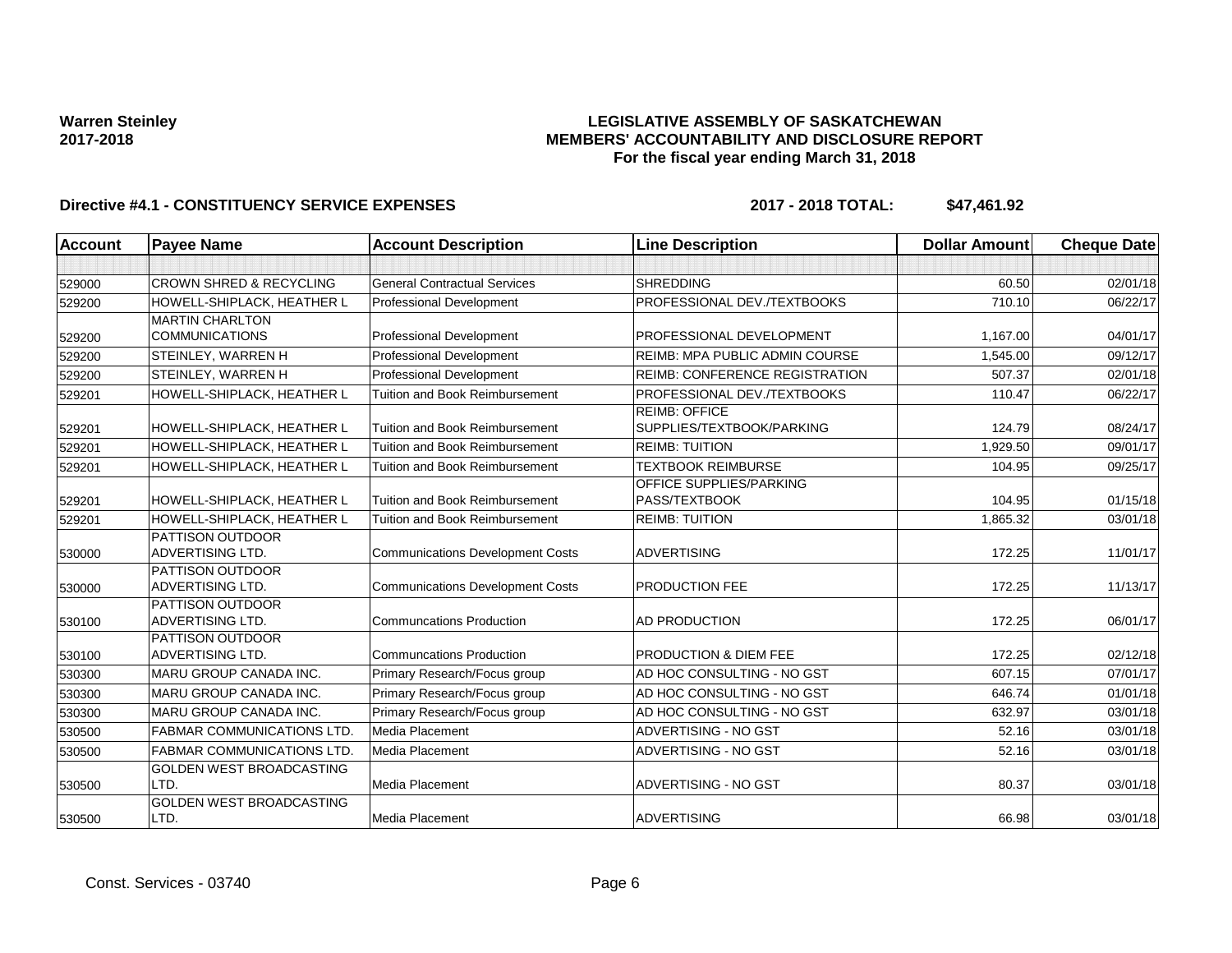**Warren Steinley**
**2017-2018**

# LEGISLATIVE ASSEMBLY OF SASKATCHEWAN
## MEMBERS' ACCOUNTABILITY AND DISCLOSURE REPORT
### For the fiscal year ending March 31, 2018

**Directive #4.1 - CONSTITUENCY SERVICE EXPENSES** **2017 - 2018 TOTAL: $47,461.92**

| Account | Payee Name | Account Description | Line Description | Dollar Amount | Cheque Date |
|---|---|---|---|---|---|
| | | | | | |
| 529000 | CROWN SHRED & RECYCLING | General Contractual Services | SHREDDING | 60.50 | 02/01/18 |
| 529200 | HOWELL-SHIPLACK, HEATHER L | Professional Development | PROFESSIONAL DEV./TEXTBOOKS | 710.10 | 06/22/17 |
| 529200 | MARTIN CHARLTON COMMUNICATIONS | Professional Development | PROFESSIONAL DEVELOPMENT | 1,167.00 | 04/01/17 |
| 529200 | STEINLEY, WARREN H | Professional Development | REIMB: MPA PUBLIC ADMIN COURSE | 1,545.00 | 09/12/17 |
| 529200 | STEINLEY, WARREN H | Professional Development | REIMB: CONFERENCE REGISTRATION | 507.37 | 02/01/18 |
| 529201 | HOWELL-SHIPLACK, HEATHER L | Tuition and Book Reimbursement | PROFESSIONAL DEV./TEXTBOOKS | 110.47 | 06/22/17 |
| 529201 | HOWELL-SHIPLACK, HEATHER L | Tuition and Book Reimbursement | REIMB: OFFICE SUPPLIES/TEXTBOOK/PARKING | 124.79 | 08/24/17 |
| 529201 | HOWELL-SHIPLACK, HEATHER L | Tuition and Book Reimbursement | REIMB: TUITION | 1,929.50 | 09/01/17 |
| 529201 | HOWELL-SHIPLACK, HEATHER L | Tuition and Book Reimbursement | TEXTBOOK REIMBURSE | 104.95 | 09/25/17 |
| 529201 | HOWELL-SHIPLACK, HEATHER L | Tuition and Book Reimbursement | OFFICE SUPPLIES/PARKING PASS/TEXTBOOK | 104.95 | 01/15/18 |
| 529201 | HOWELL-SHIPLACK, HEATHER L | Tuition and Book Reimbursement | REIMB: TUITION | 1,865.32 | 03/01/18 |
| 530000 | PATTISON OUTDOOR ADVERTISING LTD. | Communications Development Costs | ADVERTISING | 172.25 | 11/01/17 |
| 530000 | PATTISON OUTDOOR ADVERTISING LTD. | Communications Development Costs | PRODUCTION FEE | 172.25 | 11/13/17 |
| 530100 | PATTISON OUTDOOR ADVERTISING LTD. | Communcations Production | AD PRODUCTION | 172.25 | 06/01/17 |
| 530100 | PATTISON OUTDOOR ADVERTISING LTD. | Communcations Production | PRODUCTION & DIEM FEE | 172.25 | 02/12/18 |
| 530300 | MARU GROUP CANADA INC. | Primary Research/Focus group | AD HOC CONSULTING - NO GST | 607.15 | 07/01/17 |
| 530300 | MARU GROUP CANADA INC. | Primary Research/Focus group | AD HOC CONSULTING - NO GST | 646.74 | 01/01/18 |
| 530300 | MARU GROUP CANADA INC. | Primary Research/Focus group | AD HOC CONSULTING - NO GST | 632.97 | 03/01/18 |
| 530500 | FABMAR COMMUNICATIONS LTD. | Media Placement | ADVERTISING - NO GST | 52.16 | 03/01/18 |
| 530500 | FABMAR COMMUNICATIONS LTD. | Media Placement | ADVERTISING - NO GST | 52.16 | 03/01/18 |
| 530500 | GOLDEN WEST BROADCASTING LTD. | Media Placement | ADVERTISING - NO GST | 80.37 | 03/01/18 |
| 530500 | GOLDEN WEST BROADCASTING LTD. | Media Placement | ADVERTISING | 66.98 | 03/01/18 |

Const. Services - 03740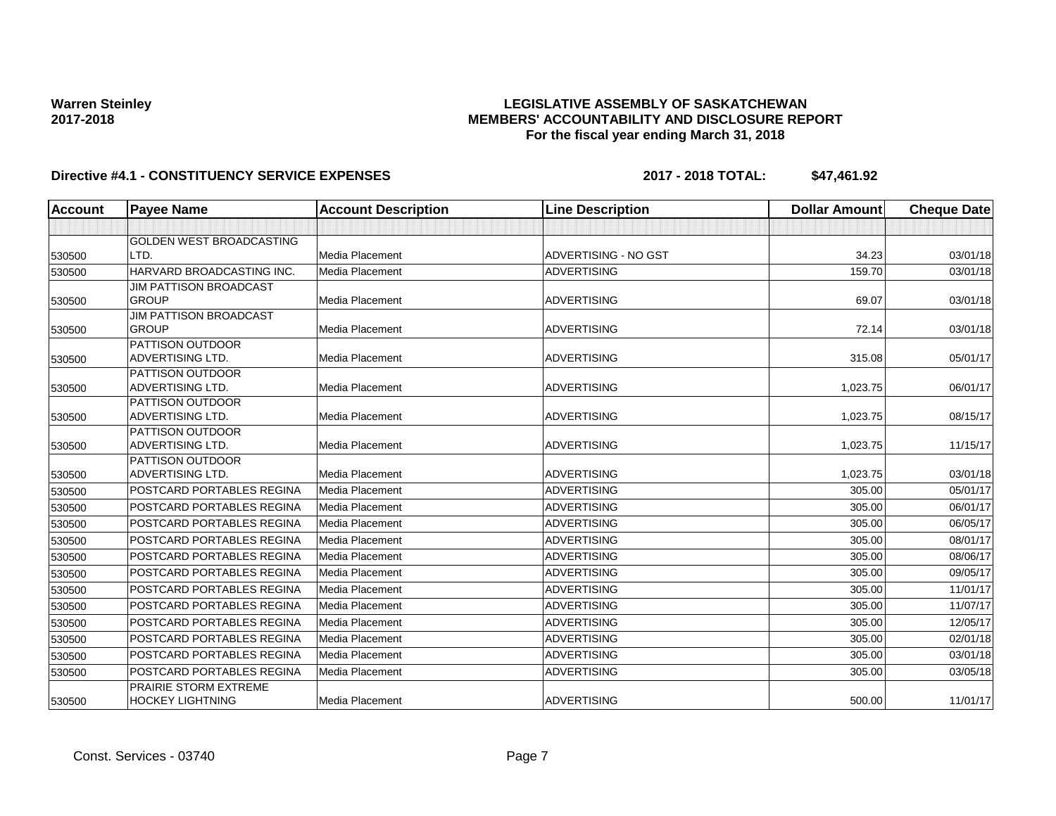**Warren Steinley**
**2017-2018**

**LEGISLATIVE ASSEMBLY OF SASKATCHEWAN**
**MEMBERS' ACCOUNTABILITY AND DISCLOSURE REPORT**
**For the fiscal year ending March 31, 2018**

**Directive #4.1 - CONSTITUENCY SERVICE EXPENSES** **2017 - 2018 TOTAL: $47,461.92**

| Account | Payee Name | Account Description | Line Description | Dollar Amount | Cheque Date |
|---|---|---|---|---|---|
| | | | | | |
| 530500 | GOLDEN WEST BROADCASTING LTD. | Media Placement | ADVERTISING - NO GST | 34.23 | 03/01/18 |
| 530500 | HARVARD BROADCASTING INC. | Media Placement | ADVERTISING | 159.70 | 03/01/18 |
| 530500 | JIM PATTISON BROADCAST GROUP | Media Placement | ADVERTISING | 69.07 | 03/01/18 |
| 530500 | JIM PATTISON BROADCAST GROUP | Media Placement | ADVERTISING | 72.14 | 03/01/18 |
| 530500 | PATTISON OUTDOOR ADVERTISING LTD. | Media Placement | ADVERTISING | 315.08 | 05/01/17 |
| 530500 | PATTISON OUTDOOR ADVERTISING LTD. | Media Placement | ADVERTISING | 1,023.75 | 06/01/17 |
| 530500 | PATTISON OUTDOOR ADVERTISING LTD. | Media Placement | ADVERTISING | 1,023.75 | 08/15/17 |
| 530500 | PATTISON OUTDOOR ADVERTISING LTD. | Media Placement | ADVERTISING | 1,023.75 | 11/15/17 |
| 530500 | PATTISON OUTDOOR ADVERTISING LTD. | Media Placement | ADVERTISING | 1,023.75 | 03/01/18 |
| 530500 | POSTCARD PORTABLES REGINA | Media Placement | ADVERTISING | 305.00 | 05/01/17 |
| 530500 | POSTCARD PORTABLES REGINA | Media Placement | ADVERTISING | 305.00 | 06/01/17 |
| 530500 | POSTCARD PORTABLES REGINA | Media Placement | ADVERTISING | 305.00 | 06/05/17 |
| 530500 | POSTCARD PORTABLES REGINA | Media Placement | ADVERTISING | 305.00 | 08/01/17 |
| 530500 | POSTCARD PORTABLES REGINA | Media Placement | ADVERTISING | 305.00 | 08/06/17 |
| 530500 | POSTCARD PORTABLES REGINA | Media Placement | ADVERTISING | 305.00 | 09/05/17 |
| 530500 | POSTCARD PORTABLES REGINA | Media Placement | ADVERTISING | 305.00 | 11/01/17 |
| 530500 | POSTCARD PORTABLES REGINA | Media Placement | ADVERTISING | 305.00 | 11/07/17 |
| 530500 | POSTCARD PORTABLES REGINA | Media Placement | ADVERTISING | 305.00 | 12/05/17 |
| 530500 | POSTCARD PORTABLES REGINA | Media Placement | ADVERTISING | 305.00 | 02/01/18 |
| 530500 | POSTCARD PORTABLES REGINA | Media Placement | ADVERTISING | 305.00 | 03/01/18 |
| 530500 | POSTCARD PORTABLES REGINA | Media Placement | ADVERTISING | 305.00 | 03/05/18 |
| 530500 | PRAIRIE STORM EXTREME HOCKEY LIGHTNING | Media Placement | ADVERTISING | 500.00 | 11/01/17 |

Const. Services - 03740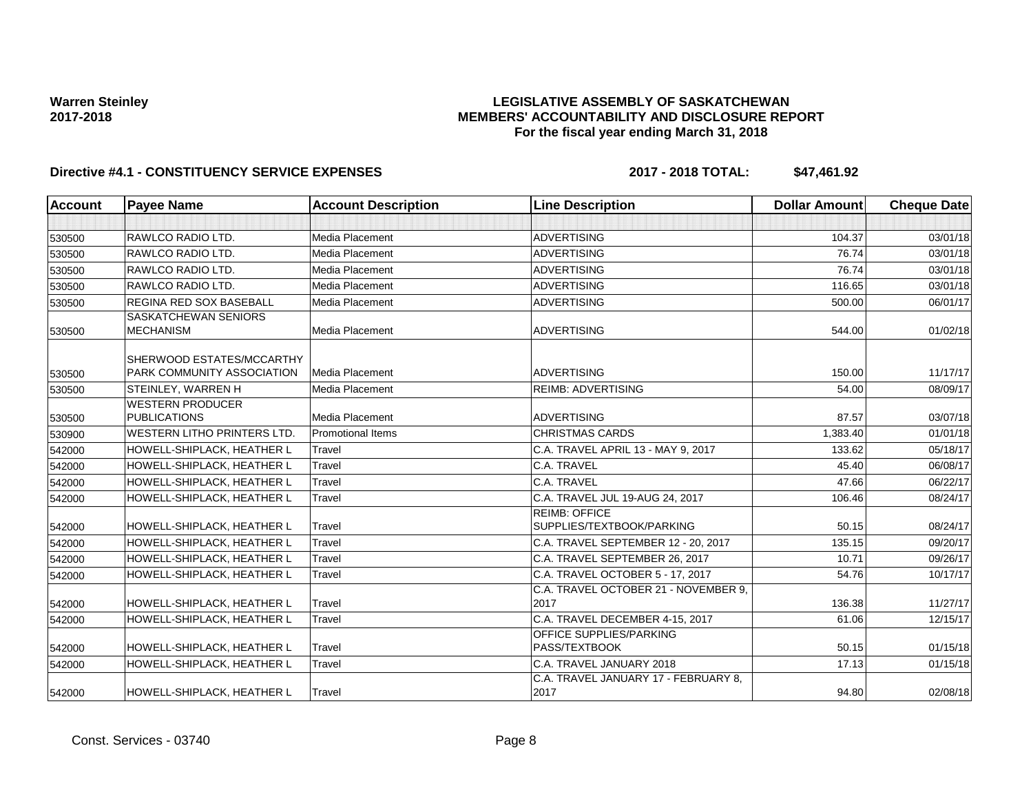**Warren Steinley**
**2017-2018**

**LEGISLATIVE ASSEMBLY OF SASKATCHEWAN**
**MEMBERS' ACCOUNTABILITY AND DISCLOSURE REPORT**
**For the fiscal year ending March 31, 2018**

**Directive #4.1 - CONSTITUENCY SERVICE EXPENSES** **2017 - 2018 TOTAL: $47,461.92**

| Account | Payee Name | Account Description | Line Description | Dollar Amount | Cheque Date |
|---|---|---|---|---|---|
| | | | | | |
| 530500 | RAWLCO RADIO LTD. | Media Placement | ADVERTISING | 104.37 | 03/01/18 |
| 530500 | RAWLCO RADIO LTD. | Media Placement | ADVERTISING | 76.74 | 03/01/18 |
| 530500 | RAWLCO RADIO LTD. | Media Placement | ADVERTISING | 76.74 | 03/01/18 |
| 530500 | RAWLCO RADIO LTD. | Media Placement | ADVERTISING | 116.65 | 03/01/18 |
| 530500 | REGINA RED SOX BASEBALL | Media Placement | ADVERTISING | 500.00 | 06/01/17 |
| 530500 | SASKATCHEWAN SENIORS MECHANISM | Media Placement | ADVERTISING | 544.00 | 01/02/18 |
| 530500 | SHERWOOD ESTATES/MCCARTHY PARK COMMUNITY ASSOCIATION | Media Placement | ADVERTISING | 150.00 | 11/17/17 |
| 530500 | STEINLEY, WARREN H | Media Placement | REIMB: ADVERTISING | 54.00 | 08/09/17 |
| 530500 | WESTERN PRODUCER PUBLICATIONS | Media Placement | ADVERTISING | 87.57 | 03/07/18 |
| 530900 | WESTERN LITHO PRINTERS LTD. | Promotional Items | CHRISTMAS CARDS | 1,383.40 | 01/01/18 |
| 542000 | HOWELL-SHIPLACK, HEATHER L | Travel | C.A. TRAVEL APRIL 13 - MAY 9, 2017 | 133.62 | 05/18/17 |
| 542000 | HOWELL-SHIPLACK, HEATHER L | Travel | C.A. TRAVEL | 45.40 | 06/08/17 |
| 542000 | HOWELL-SHIPLACK, HEATHER L | Travel | C.A. TRAVEL | 47.66 | 06/22/17 |
| 542000 | HOWELL-SHIPLACK, HEATHER L | Travel | C.A. TRAVEL JUL 19-AUG 24, 2017 | 106.46 | 08/24/17 |
| 542000 | HOWELL-SHIPLACK, HEATHER L | Travel | REIMB: OFFICE SUPPLIES/TEXTBOOK/PARKING | 50.15 | 08/24/17 |
| 542000 | HOWELL-SHIPLACK, HEATHER L | Travel | C.A. TRAVEL SEPTEMBER 12 - 20, 2017 | 135.15 | 09/20/17 |
| 542000 | HOWELL-SHIPLACK, HEATHER L | Travel | C.A. TRAVEL SEPTEMBER 26, 2017 | 10.71 | 09/26/17 |
| 542000 | HOWELL-SHIPLACK, HEATHER L | Travel | C.A. TRAVEL OCTOBER 5 - 17, 2017 | 54.76 | 10/17/17 |
| 542000 | HOWELL-SHIPLACK, HEATHER L | Travel | C.A. TRAVEL OCTOBER 21 - NOVEMBER 9, 2017 | 136.38 | 11/27/17 |
| 542000 | HOWELL-SHIPLACK, HEATHER L | Travel | C.A. TRAVEL DECEMBER 4-15, 2017 | 61.06 | 12/15/17 |
| 542000 | HOWELL-SHIPLACK, HEATHER L | Travel | OFFICE SUPPLIES/PARKING PASS/TEXTBOOK | 50.15 | 01/15/18 |
| 542000 | HOWELL-SHIPLACK, HEATHER L | Travel | C.A. TRAVEL JANUARY 2018 | 17.13 | 01/15/18 |
| 542000 | HOWELL-SHIPLACK, HEATHER L | Travel | C.A. TRAVEL JANUARY 17 - FEBRUARY 8, 2017 | 94.80 | 02/08/18 |

Const. Services - 03740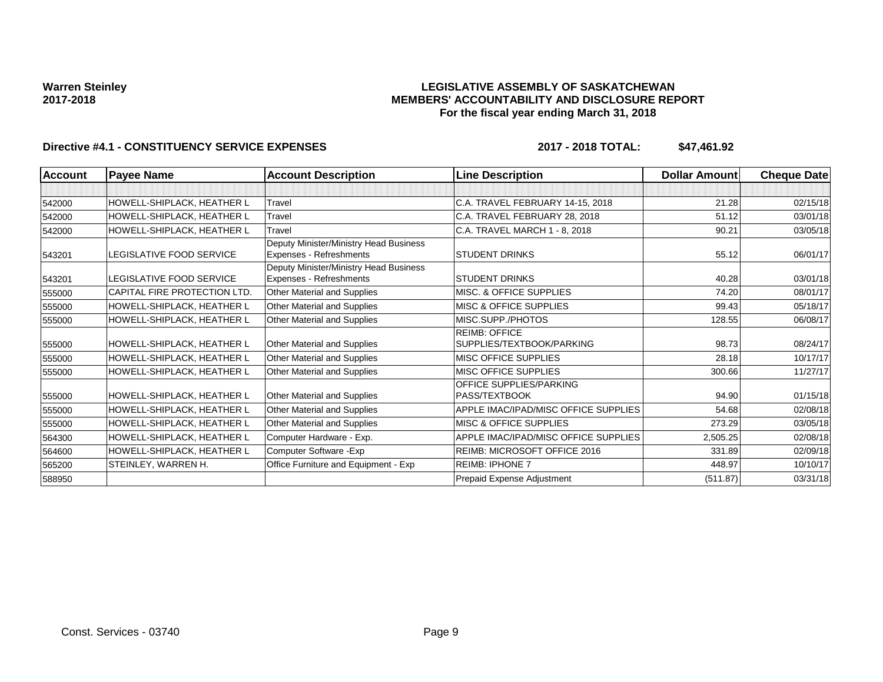**Warren Steinley**
**2017-2018**

**LEGISLATIVE ASSEMBLY OF SASKATCHEWAN**
**MEMBERS' ACCOUNTABILITY AND DISCLOSURE REPORT**
**For the fiscal year ending March 31, 2018**

**Directive #4.1 - CONSTITUENCY SERVICE EXPENSES** **2017 - 2018 TOTAL: $47,461.92**

| Account | Payee Name | Account Description | Line Description | Dollar Amount | Cheque Date |
|---|---|---|---|---|---|
| | | | | | |
| 542000 | HOWELL-SHIPLACK, HEATHER L | Travel | C.A. TRAVEL FEBRUARY 14-15, 2018 | 21.28 | 02/15/18 |
| 542000 | HOWELL-SHIPLACK, HEATHER L | Travel | C.A. TRAVEL FEBRUARY 28, 2018 | 51.12 | 03/01/18 |
| 542000 | HOWELL-SHIPLACK, HEATHER L | Travel | C.A. TRAVEL MARCH 1 - 8, 2018 | 90.21 | 03/05/18 |
| 543201 | LEGISLATIVE FOOD SERVICE | Deputy Minister/Ministry Head Business Expenses - Refreshments | STUDENT DRINKS | 55.12 | 06/01/17 |
| 543201 | LEGISLATIVE FOOD SERVICE | Deputy Minister/Ministry Head Business Expenses - Refreshments | STUDENT DRINKS | 40.28 | 03/01/18 |
| 555000 | CAPITAL FIRE PROTECTION LTD. | Other Material and Supplies | MISC. & OFFICE SUPPLIES | 74.20 | 08/01/17 |
| 555000 | HOWELL-SHIPLACK, HEATHER L | Other Material and Supplies | MISC & OFFICE SUPPLIES | 99.43 | 05/18/17 |
| 555000 | HOWELL-SHIPLACK, HEATHER L | Other Material and Supplies | MISC.SUPP./PHOTOS | 128.55 | 06/08/17 |
| 555000 | HOWELL-SHIPLACK, HEATHER L | Other Material and Supplies | REIMB: OFFICE SUPPLIES/TEXTBOOK/PARKING | 98.73 | 08/24/17 |
| 555000 | HOWELL-SHIPLACK, HEATHER L | Other Material and Supplies | MISC OFFICE SUPPLIES | 28.18 | 10/17/17 |
| 555000 | HOWELL-SHIPLACK, HEATHER L | Other Material and Supplies | MISC OFFICE SUPPLIES | 300.66 | 11/27/17 |
| 555000 | HOWELL-SHIPLACK, HEATHER L | Other Material and Supplies | OFFICE SUPPLIES/PARKING PASS/TEXTBOOK | 94.90 | 01/15/18 |
| 555000 | HOWELL-SHIPLACK, HEATHER L | Other Material and Supplies | APPLE IMAC/IPAD/MISC OFFICE SUPPLIES | 54.68 | 02/08/18 |
| 555000 | HOWELL-SHIPLACK, HEATHER L | Other Material and Supplies | MISC & OFFICE SUPPLIES | 273.29 | 03/05/18 |
| 564300 | HOWELL-SHIPLACK, HEATHER L | Computer Hardware - Exp. | APPLE IMAC/IPAD/MISC OFFICE SUPPLIES | 2,505.25 | 02/08/18 |
| 564600 | HOWELL-SHIPLACK, HEATHER L | Computer Software -Exp | REIMB: MICROSOFT OFFICE 2016 | 331.89 | 02/09/18 |
| 565200 | STEINLEY, WARREN H. | Office Furniture and Equipment - Exp | REIMB: IPHONE 7 | 448.97 | 10/10/17 |
| 588950 | | | Prepaid Expense Adjustment | (511.87) | 03/31/18 |

Const. Services - 03740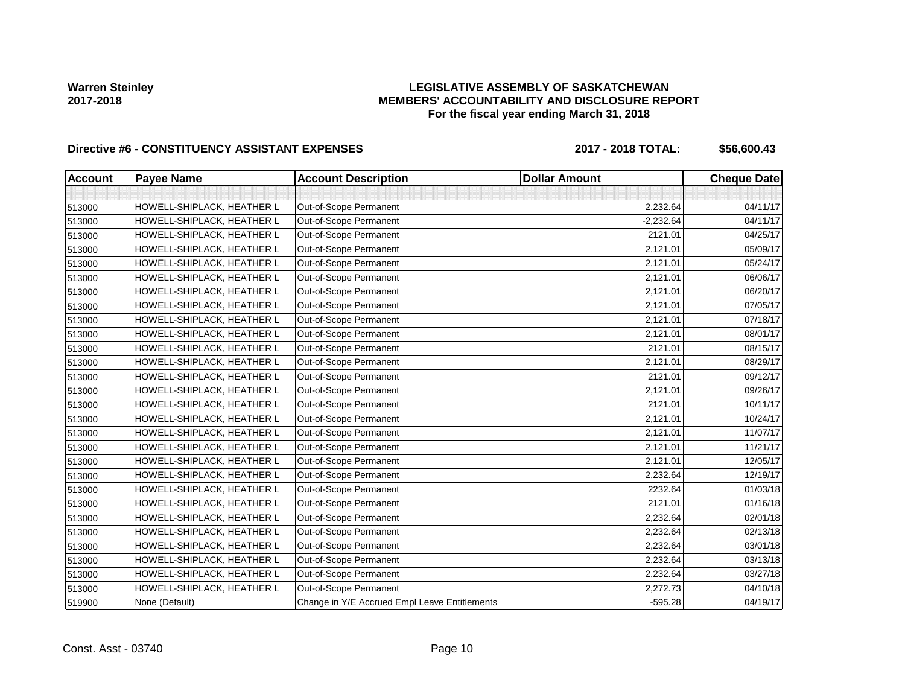Warren Steinley
2017-2018

**LEGISLATIVE ASSEMBLY OF SASKATCHEWAN**
**MEMBERS' ACCOUNTABILITY AND DISCLOSURE REPORT**
**For the fiscal year ending March 31, 2018**

**Directive #6 - CONSTITUENCY ASSISTANT EXPENSES** **2017 - 2018 TOTAL: $56,600.43**

| Account | Payee Name | Account Description | Dollar Amount | Cheque Date |
|---|---|---|---|---|
| | | | | |
| 513000 | HOWELL-SHIPLACK, HEATHER L | Out-of-Scope Permanent | 2,232.64 | 04/11/17 |
| 513000 | HOWELL-SHIPLACK, HEATHER L | Out-of-Scope Permanent | -2,232.64 | 04/11/17 |
| 513000 | HOWELL-SHIPLACK, HEATHER L | Out-of-Scope Permanent | 2121.01 | 04/25/17 |
| 513000 | HOWELL-SHIPLACK, HEATHER L | Out-of-Scope Permanent | 2,121.01 | 05/09/17 |
| 513000 | HOWELL-SHIPLACK, HEATHER L | Out-of-Scope Permanent | 2,121.01 | 05/24/17 |
| 513000 | HOWELL-SHIPLACK, HEATHER L | Out-of-Scope Permanent | 2,121.01 | 06/06/17 |
| 513000 | HOWELL-SHIPLACK, HEATHER L | Out-of-Scope Permanent | 2,121.01 | 06/20/17 |
| 513000 | HOWELL-SHIPLACK, HEATHER L | Out-of-Scope Permanent | 2,121.01 | 07/05/17 |
| 513000 | HOWELL-SHIPLACK, HEATHER L | Out-of-Scope Permanent | 2,121.01 | 07/18/17 |
| 513000 | HOWELL-SHIPLACK, HEATHER L | Out-of-Scope Permanent | 2,121.01 | 08/01/17 |
| 513000 | HOWELL-SHIPLACK, HEATHER L | Out-of-Scope Permanent | 2121.01 | 08/15/17 |
| 513000 | HOWELL-SHIPLACK, HEATHER L | Out-of-Scope Permanent | 2,121.01 | 08/29/17 |
| 513000 | HOWELL-SHIPLACK, HEATHER L | Out-of-Scope Permanent | 2121.01 | 09/12/17 |
| 513000 | HOWELL-SHIPLACK, HEATHER L | Out-of-Scope Permanent | 2,121.01 | 09/26/17 |
| 513000 | HOWELL-SHIPLACK, HEATHER L | Out-of-Scope Permanent | 2121.01 | 10/11/17 |
| 513000 | HOWELL-SHIPLACK, HEATHER L | Out-of-Scope Permanent | 2,121.01 | 10/24/17 |
| 513000 | HOWELL-SHIPLACK, HEATHER L | Out-of-Scope Permanent | 2,121.01 | 11/07/17 |
| 513000 | HOWELL-SHIPLACK, HEATHER L | Out-of-Scope Permanent | 2,121.01 | 11/21/17 |
| 513000 | HOWELL-SHIPLACK, HEATHER L | Out-of-Scope Permanent | 2,121.01 | 12/05/17 |
| 513000 | HOWELL-SHIPLACK, HEATHER L | Out-of-Scope Permanent | 2,232.64 | 12/19/17 |
| 513000 | HOWELL-SHIPLACK, HEATHER L | Out-of-Scope Permanent | 2232.64 | 01/03/18 |
| 513000 | HOWELL-SHIPLACK, HEATHER L | Out-of-Scope Permanent | 2121.01 | 01/16/18 |
| 513000 | HOWELL-SHIPLACK, HEATHER L | Out-of-Scope Permanent | 2,232.64 | 02/01/18 |
| 513000 | HOWELL-SHIPLACK, HEATHER L | Out-of-Scope Permanent | 2,232.64 | 02/13/18 |
| 513000 | HOWELL-SHIPLACK, HEATHER L | Out-of-Scope Permanent | 2,232.64 | 03/01/18 |
| 513000 | HOWELL-SHIPLACK, HEATHER L | Out-of-Scope Permanent | 2,232.64 | 03/13/18 |
| 513000 | HOWELL-SHIPLACK, HEATHER L | Out-of-Scope Permanent | 2,232.64 | 03/27/18 |
| 513000 | HOWELL-SHIPLACK, HEATHER L | Out-of-Scope Permanent | 2,272.73 | 04/10/18 |
| 519900 | None (Default) | Change in Y/E Accrued Empl Leave Entitlements | -595.28 | 04/19/17 |

Const. Asst - 03740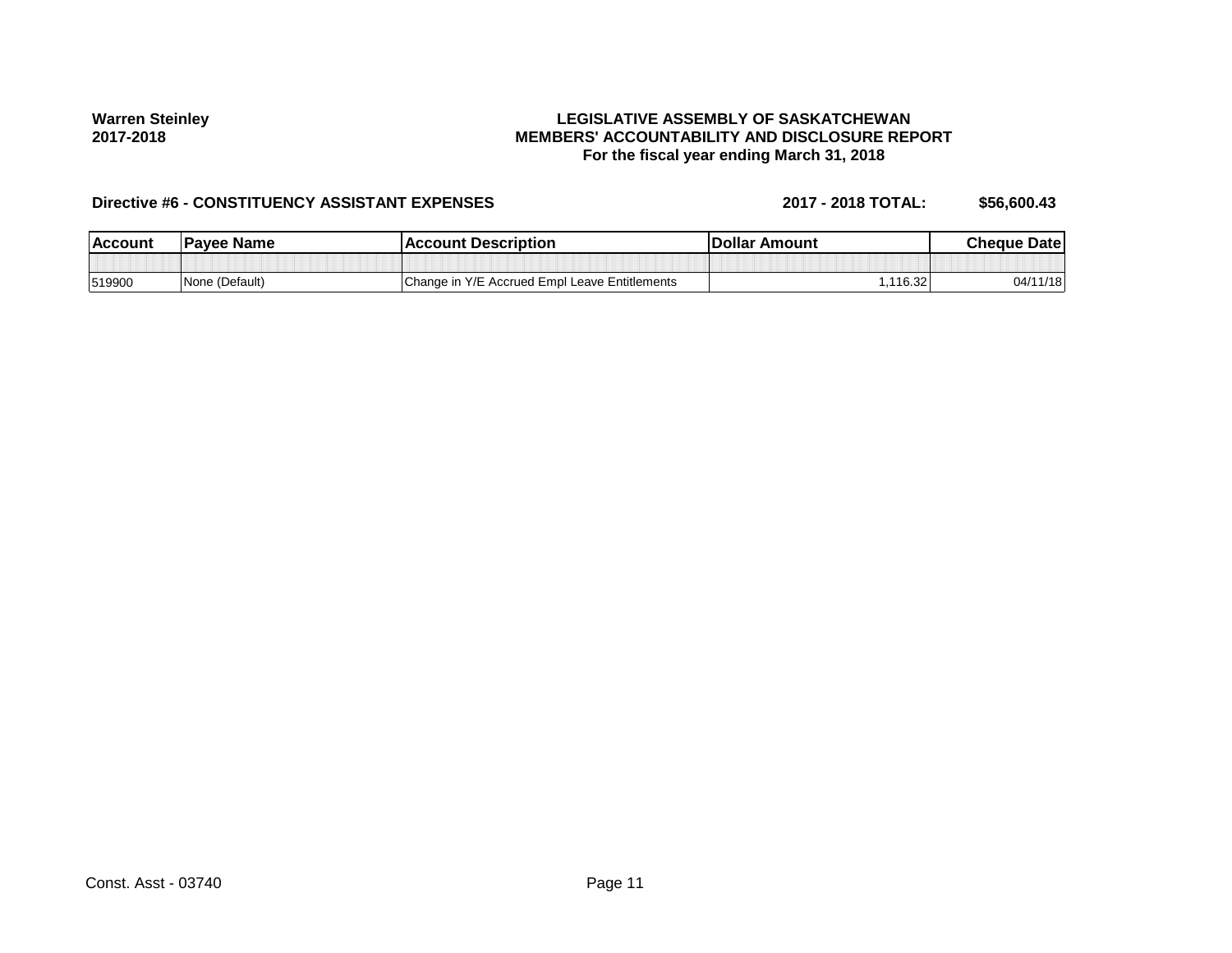**Warren Steinley**
**2017-2018**

**LEGISLATIVE ASSEMBLY OF SASKATCHEWAN**
**MEMBERS' ACCOUNTABILITY AND DISCLOSURE REPORT**
**For the fiscal year ending March 31, 2018**

**Directive #6 - CONSTITUENCY ASSISTANT EXPENSES** **2017 - 2018 TOTAL: $56,600.43**

| Account | Payee Name | Account Description | Dollar Amount | Cheque Date |
|---|---|---|---|---|
| | | | | |
| 519900 | None (Default) | Change in Y/E Accrued Empl Leave Entitlements | 1,116.32 | 04/11/18 |

Const. Asst - 03740